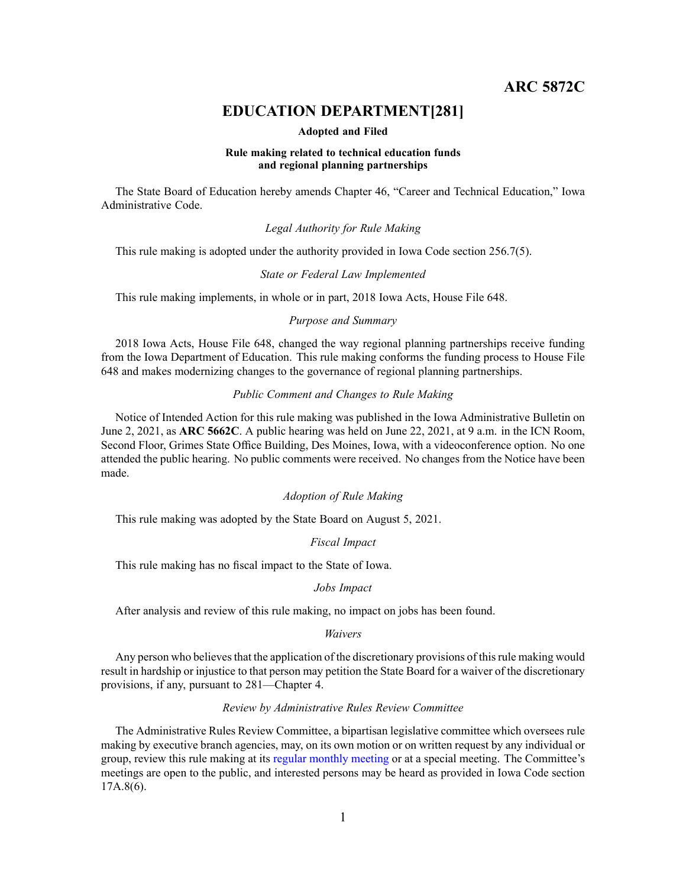**ARC 5872C**

# EDUCATION DEPARTMENT[281]

**Adopted and Filed**

**Rule making related to technical education funds and regional planning partnerships**

The State Board of Education hereby amends Chapter 46, "Career and Technical Education," Iowa Administrative Code.

*Legal Authority for Rule Making*

This rule making is adopted under the authority provided in Iowa Code section 256.7(5).

*State or Federal Law Implemented*

This rule making implements, in whole or in part, 2018 Iowa Acts, House File 648.

*Purpose and Summary*

2018 Iowa Acts, House File 648, changed the way regional planning partnerships receive funding from the Iowa Department of Education. This rule making conforms the funding process to House File 648 and makes modernizing changes to the governance of regional planning partnerships.

*Public Comment and Changes to Rule Making*

Notice of Intended Action for this rule making was published in the Iowa Administrative Bulletin on June 2, 2021, as **ARC 5662C**. A public hearing was held on June 22, 2021, at 9 a.m. in the ICN Room, Second Floor, Grimes State Office Building, Des Moines, Iowa, with a videoconference option. No one attended the public hearing. No public comments were received. No changes from the Notice have been made.

*Adoption of Rule Making*

This rule making was adopted by the State Board on August 5, 2021.

*Fiscal Impact*

This rule making has no fiscal impact to the State of Iowa.

*Jobs Impact*

After analysis and review of this rule making, no impact on jobs has been found.

*Waivers*

Any person who believes that the application of the discretionary provisions of this rule making would result in hardship or injustice to that person may petition the State Board for a waiver of the discretionary provisions, if any, pursuant to 281—Chapter 4.

*Review by Administrative Rules Review Committee*

The Administrative Rules Review Committee, a bipartisan legislative committee which oversees rule making by executive branch agencies, may, on its own motion or on written request by any individual or group, review this rule making at its regular monthly meeting or at a special meeting. The Committee's meetings are open to the public, and interested persons may be heard as provided in Iowa Code section 17A.8(6).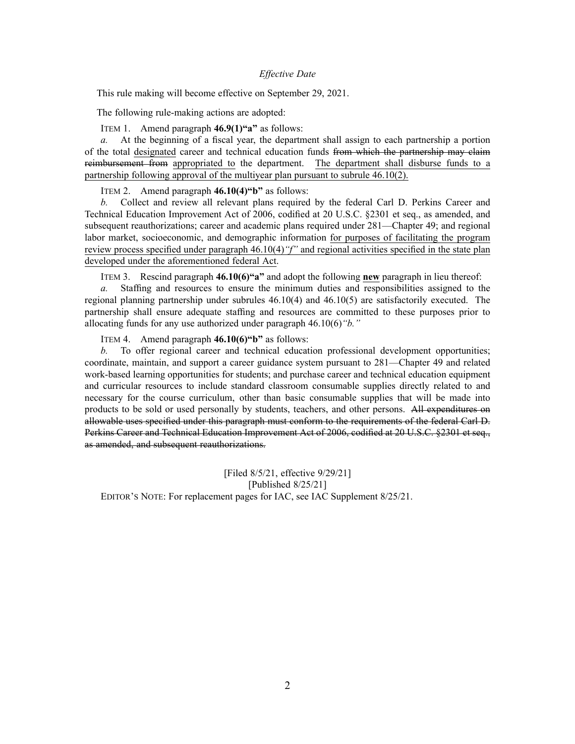*Effective Date*

This rule making will become effective on September 29, 2021.

The following rule-making actions are adopted:

ITEM 1. Amend paragraph **46.9(1)"a"** as follows:

*a.* At the beginning of a fiscal year, the department shall assign to each partnership a portion of the total <u>designated</u> career and technical education funds ~~from which the partnership may claim reimbursement from~~ <u>appropriated to</u> the department. <u>The department shall disburse funds to a partnership following approval of the multiyear plan pursuant to subrule 46.10(2).</u>

ITEM 2. Amend paragraph **46.10(4)"b"** as follows:

*b.* Collect and review all relevant plans required by the federal Carl D. Perkins Career and Technical Education Improvement Act of 2006, codified at 20 U.S.C. §2301 et seq., as amended, and subsequent reauthorizations; career and academic plans required under 281—Chapter 49; and regional labor market, socioeconomic, and demographic information <u>for purposes of facilitating the program review process specified under paragraph 46.10(4)*"f"* and regional activities specified in the state plan developed under the aforementioned federal Act</u>.

ITEM 3. Rescind paragraph **46.10(6)"a"** and adopt the following **<u>new</u>** paragraph in lieu thereof:

*a.* Staffing and resources to ensure the minimum duties and responsibilities assigned to the regional planning partnership under subrules 46.10(4) and 46.10(5) are satisfactorily executed. The partnership shall ensure adequate staffing and resources are committed to these purposes prior to allocating funds for any use authorized under paragraph 46.10(6)*"b."*

ITEM 4. Amend paragraph **46.10(6)"b"** as follows:

*b.* To offer regional career and technical education professional development opportunities; coordinate, maintain, and support a career guidance system pursuant to 281—Chapter 49 and related work-based learning opportunities for students; and purchase career and technical education equipment and curricular resources to include standard classroom consumable supplies directly related to and necessary for the course curriculum, other than basic consumable supplies that will be made into products to be sold or used personally by students, teachers, and other persons. ~~All expenditures on allowable uses specified under this paragraph must conform to the requirements of the federal Carl D. Perkins Career and Technical Education Improvement Act of 2006, codified at 20 U.S.C. §2301 et seq., as amended, and subsequent reauthorizations.~~

[Filed 8/5/21, effective 9/29/21]
[Published 8/25/21]

EDITOR'S NOTE: For replacement pages for IAC, see IAC Supplement 8/25/21.